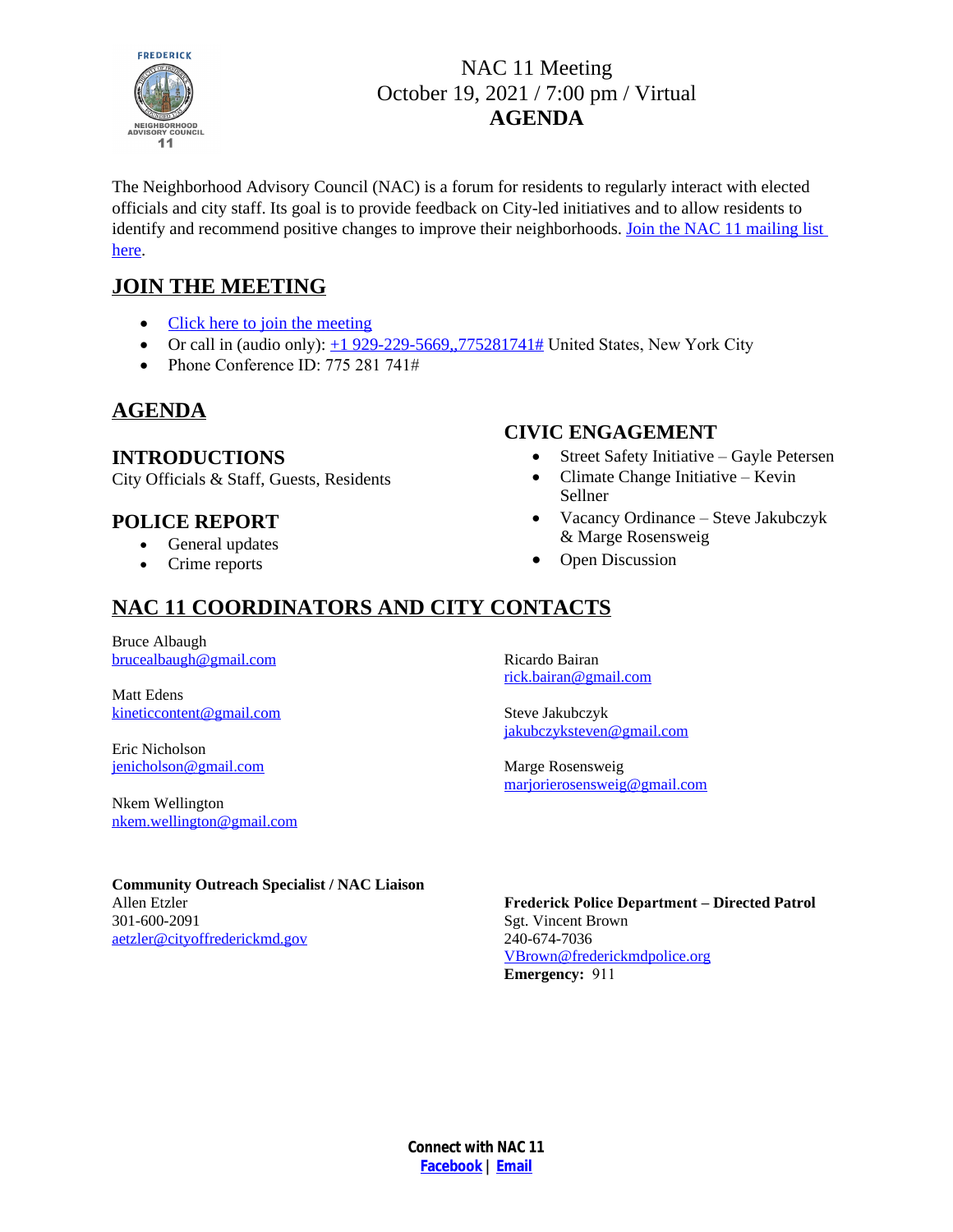# NAC 11 Meeting
October 19, 2021 / 7:00 pm / Virtual
**AGENDA**

The Neighborhood Advisory Council (NAC) is a forum for residents to regularly interact with elected officials and city staff. Its goal is to provide feedback on City-led initiatives and to allow residents to identify and recommend positive changes to improve their neighborhoods. Join the NAC 11 mailing list here.

## JOIN THE MEETING

- Click here to join the meeting
- Or call in (audio only): +1 929-229-5669,,775281741# United States, New York City
- Phone Conference ID: 775 281 741#

## AGENDA

### INTRODUCTIONS

City Officials & Staff, Guests, Residents

### POLICE REPORT

- General updates
- Crime reports

### CIVIC ENGAGEMENT

- Street Safety Initiative – Gayle Petersen
- Climate Change Initiative – Kevin Sellner
- Vacancy Ordinance – Steve Jakubczyk & Marge Rosensweig
- Open Discussion

## NAC 11 COORDINATORS AND CITY CONTACTS

Bruce Albaugh
brucealbaugh@gmail.com

Matt Edens
kineticcontent@gmail.com

Eric Nicholson
jenicholson@gmail.com

Nkem Wellington
nkem.wellington@gmail.com

Ricardo Bairan
rick.bairan@gmail.com

Steve Jakubczyk
jakubczyksteven@gmail.com

Marge Rosensweig
marjorierosensweig@gmail.com

**Community Outreach Specialist / NAC Liaison**
Allen Etzler
301-600-2091
aetzler@cityoffrederickmd.gov

**Frederick Police Department – Directed Patrol**
Sgt. Vincent Brown
240-674-7036
VBrown@frederickmdpolice.org
**Emergency:** 911

**Connect with NAC 11**
**Facebook** | **Email**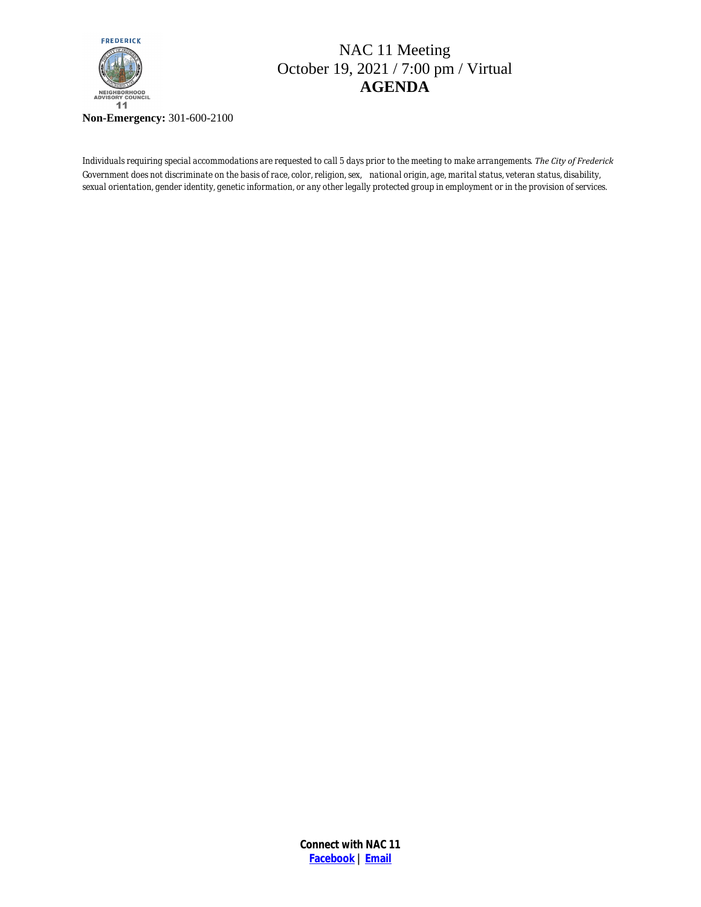NAC 11 Meeting
October 19, 2021 / 7:00 pm / Virtual
**AGENDA**

**Non-Emergency:** 301-600-2100

*Individuals requiring special accommodations are requested to call 5 days prior to the meeting to make arrangements. The City of Frederick Government does not discriminate on the basis of race, color, religion, sex, national origin, age, marital status, veteran status, disability, sexual orientation, gender identity, genetic information, or any other legally protected group in employment or in the provision of services.*

**Connect with NAC 11**
**Facebook | Email**